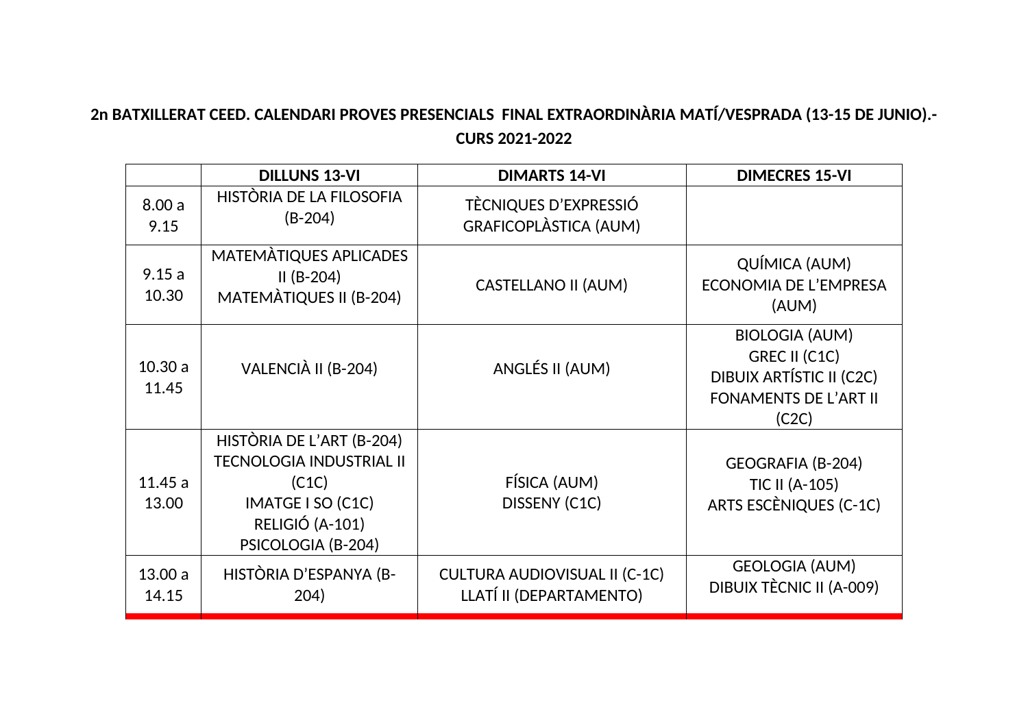**2n BATXILLERAT CEED. CALENDARI PROVES PRESENCIALS FINAL EXTRAORDINÀRIA MATÍ/VESPRADA (13-15 DE JUNIO).- CURS 2021-2022**

| | DILLUNS 13-VI | DIMARTS 14-VI | DIMECRES 15-VI |
|---|---|---|---|
| 8.00 a 9.15 | HISTÒRIA DE LA FILOSOFIA (B-204) | TÈCNIQUES D'EXPRESSIÓ GRAFICOPLÀSTICA (AUM) | |
| 9.15 a 10.30 | MATEMÀTIQUES APLICADES II (B-204)<br>MATEMÀTIQUES II (B-204) | CASTELLANO II (AUM) | QUÍMICA (AUM)<br>ECONOMIA DE L'EMPRESA (AUM) |
| 10.30 a 11.45 | VALENCIÀ II (B-204) | ANGLÉS II (AUM) | BIOLOGIA (AUM)<br>GREC II (C1C)<br>DIBUIX ARTÍSTIC II (C2C)<br>FONAMENTS DE L'ART II (C2C) |
| 11.45 a 13.00 | HISTÒRIA DE L'ART (B-204)<br>TECNOLOGIA INDUSTRIAL II (C1C)<br>IMATGE I SO (C1C)<br>RELIGIÓ (A-101)<br>PSICOLOGIA (B-204) | FÍSICA (AUM)<br>DISSENY (C1C) | GEOGRAFIA (B-204)<br>TIC II (A-105)<br>ARTS ESCÈNIQUES (C-1C) |
| 13.00 a 14.15 | HISTÒRIA D'ESPANYA (B-204) | CULTURA AUDIOVISUAL II (C-1C)<br>LLATÍ II (DEPARTAMENTO) | GEOLOGIA (AUM)<br>DIBUIX TÈCNIC II (A-009) |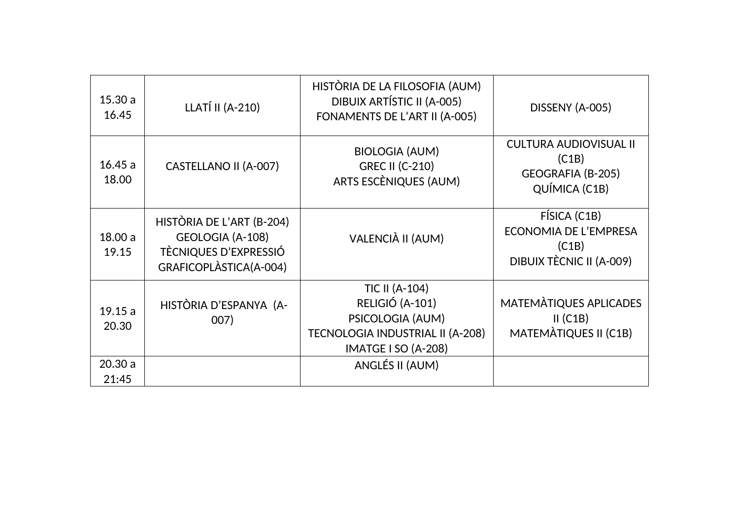| | | | |
|---|---|---|---|
| 15.30 a 16.45 | LLATÍ II (A-210) | HISTÒRIA DE LA FILOSOFIA (AUM)<br>DIBUIX ARTÍSTIC II (A-005)<br>FONAMENTS DE L'ART II (A-005) | DISSENY (A-005) |
| 16.45 a 18.00 | CASTELLANO II (A-007) | BIOLOGIA (AUM)<br>GREC II (C-210)<br>ARTS ESCÈNIQUES (AUM) | CULTURA AUDIOVISUAL II (C1B)<br>GEOGRAFIA (B-205)<br>QUÍMICA (C1B) |
| 18.00 a 19.15 | HISTÒRIA DE L'ART (B-204)<br>GEOLOGIA (A-108)<br>TÈCNIQUES D'EXPRESSIÓ GRAFICOPLÀSTICA(A-004) | VALENCIÀ II (AUM) | FÍSICA (C1B)<br>ECONOMIA DE L'EMPRESA (C1B)<br>DIBUIX TÈCNIC II (A-009) |
| 19.15 a 20.30 | HISTÒRIA D'ESPANYA (A-007) | TIC II (A-104)<br>RELIGIÓ (A-101)<br>PSICOLOGIA (AUM)<br>TECNOLOGIA INDUSTRIAL II (A-208)<br>IMATGE I SO (A-208) | MATEMÀTIQUES APLICADES II (C1B)<br>MATEMÀTIQUES II (C1B) |
| 20.30 a 21:45 | | ANGLÉS II (AUM) | |